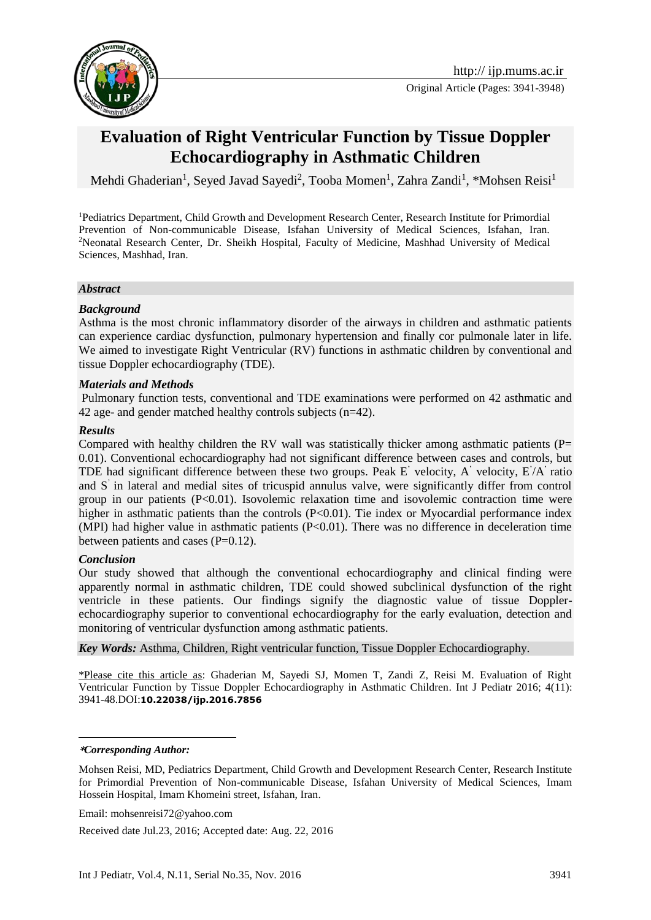Original Article (Pages: 3941-3948)

# Evaluation of Right Ventricular Function by Tissue Doppler Echocardiography in Asthmatic Children

Mehdi Ghaderian[1], Seyed Javad Sayedi[2], Tooba Momen[1], Zahra Zandi[1], *Mohsen Reisi[1]

[1]Pediatrics Department, Child Growth and Development Research Center, Research Institute for Primordial Prevention of Non-communicable Disease, Isfahan University of Medical Sciences, Isfahan, Iran. [2]Neonatal Research Center, Dr. Sheikh Hospital, Faculty of Medicine, Mashhad University of Medical Sciences, Mashhad, Iran.

## *Abstract*

### *Background*

Asthma is the most chronic inflammatory disorder of the airways in children and asthmatic patients can experience cardiac dysfunction, pulmonary hypertension and finally cor pulmonale later in life. We aimed to investigate Right Ventricular (RV) functions in asthmatic children by conventional and tissue Doppler echocardiography (TDE).

### *Materials and Methods*

Pulmonary function tests, conventional and TDE examinations were performed on 42 asthmatic and 42 age- and gender matched healthy controls subjects (n=42).

### *Results*

Compared with healthy children the RV wall was statistically thicker among asthmatic patients (P= 0.01). Conventional echocardiography had not significant difference between cases and controls, but TDE had significant difference between these two groups. Peak E' velocity, A' velocity, E'/A' ratio and S' in lateral and medial sites of tricuspid annulus valve, were significantly differ from control group in our patients (P<0.01). Isovolemic relaxation time and isovolemic contraction time were higher in asthmatic patients than the controls (P<0.01). Tie index or Myocardial performance index (MPI) had higher value in asthmatic patients (P<0.01). There was no difference in deceleration time between patients and cases (P=0.12).

### *Conclusion*

Our study showed that although the conventional echocardiography and clinical finding were apparently normal in asthmatic children, TDE could showed subclinical dysfunction of the right ventricle in these patients. Our findings signify the diagnostic value of tissue Doppler-echocardiography superior to conventional echocardiography for the early evaluation, detection and monitoring of ventricular dysfunction among asthmatic patients.

***Key Words:*** Asthma, Children, Right ventricular function, Tissue Doppler Echocardiography.

\*Please cite this article as: Ghaderian M, Sayedi SJ, Momen T, Zandi Z, Reisi M. Evaluation of Right Ventricular Function by Tissue Doppler Echocardiography in Asthmatic Children. Int J Pediatr 2016; 4(11): 3941-48.DOI:**10.22038/ijp.2016.7856**

---

****Corresponding Author:***

Mohsen Reisi, MD, Pediatrics Department, Child Growth and Development Research Center, Research Institute for Primordial Prevention of Non-communicable Disease, Isfahan University of Medical Sciences, Imam Hossein Hospital, Imam Khomeini street, Isfahan, Iran.

Email: mohsenreisi72@yahoo.com

Received date Jul.23, 2016; Accepted date: Aug. 22, 2016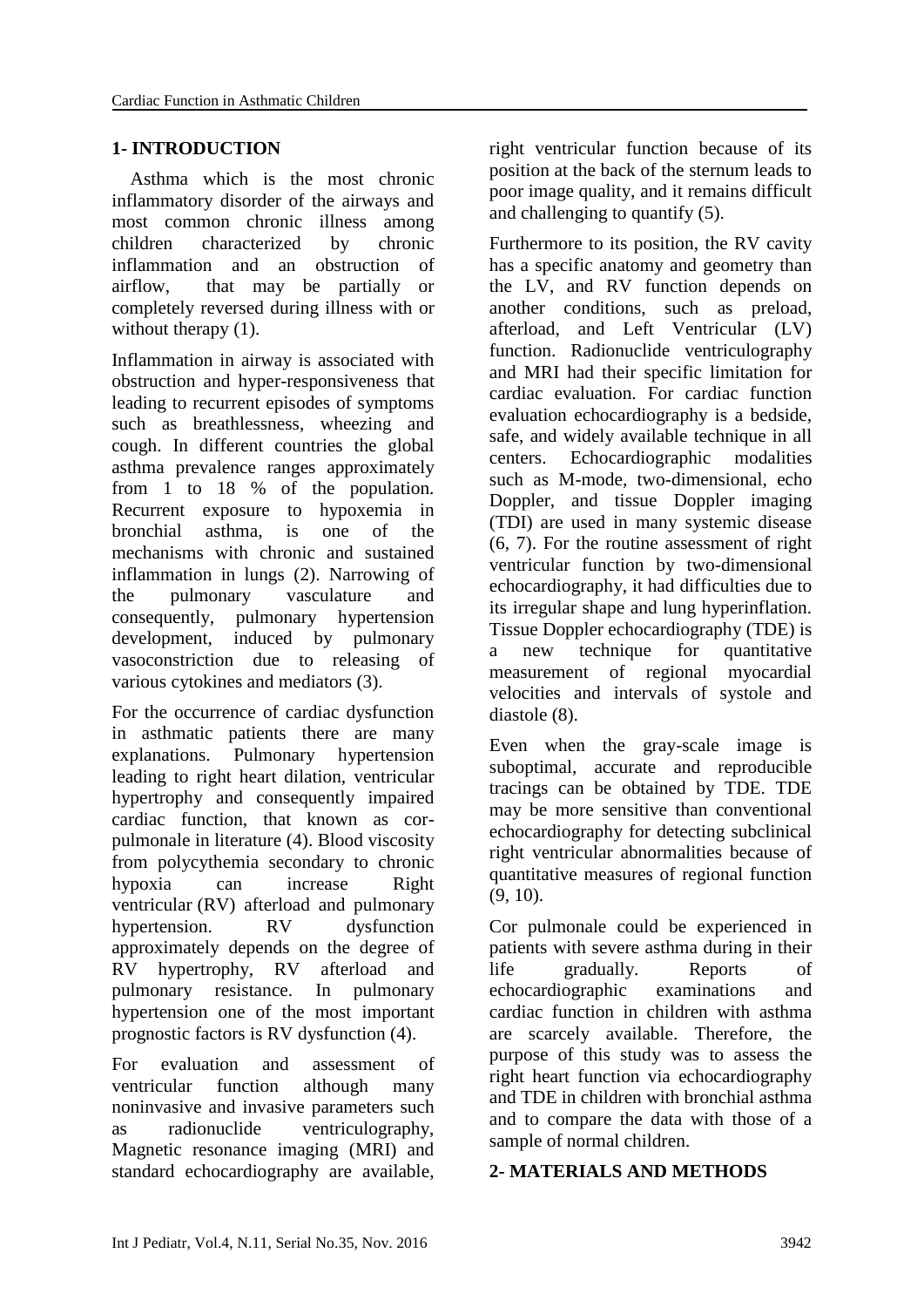## 1- INTRODUCTION

Asthma which is the most chronic inflammatory disorder of the airways and most common chronic illness among children characterized by chronic inflammation and an obstruction of airflow, that may be partially or completely reversed during illness with or without therapy (1).

Inflammation in airway is associated with obstruction and hyper-responsiveness that leading to recurrent episodes of symptoms such as breathlessness, wheezing and cough. In different countries the global asthma prevalence ranges approximately from 1 to 18 % of the population. Recurrent exposure to hypoxemia in bronchial asthma, is one of the mechanisms with chronic and sustained inflammation in lungs (2). Narrowing of the pulmonary vasculature and consequently, pulmonary hypertension development, induced by pulmonary vasoconstriction due to releasing of various cytokines and mediators (3).

For the occurrence of cardiac dysfunction in asthmatic patients there are many explanations. Pulmonary hypertension leading to right heart dilation, ventricular hypertrophy and consequently impaired cardiac function, that known as cor-pulmonale in literature (4). Blood viscosity from polycythemia secondary to chronic hypoxia can increase Right ventricular (RV) afterload and pulmonary hypertension. RV dysfunction approximately depends on the degree of RV hypertrophy, RV afterload and pulmonary resistance. In pulmonary hypertension one of the most important prognostic factors is RV dysfunction (4).

For evaluation and assessment of ventricular function although many noninvasive and invasive parameters such as radionuclide ventriculography, Magnetic resonance imaging (MRI) and standard echocardiography are available, right ventricular function because of its position at the back of the sternum leads to poor image quality, and it remains difficult and challenging to quantify (5).

Furthermore to its position, the RV cavity has a specific anatomy and geometry than the LV, and RV function depends on another conditions, such as preload, afterload, and Left Ventricular (LV) function. Radionuclide ventriculography and MRI had their specific limitation for cardiac evaluation. For cardiac function evaluation echocardiography is a bedside, safe, and widely available technique in all centers. Echocardiographic modalities such as M-mode, two-dimensional, echo Doppler, and tissue Doppler imaging (TDI) are used in many systemic disease (6, 7). For the routine assessment of right ventricular function by two-dimensional echocardiography, it had difficulties due to its irregular shape and lung hyperinflation. Tissue Doppler echocardiography (TDE) is a new technique for quantitative measurement of regional myocardial velocities and intervals of systole and diastole (8).

Even when the gray-scale image is suboptimal, accurate and reproducible tracings can be obtained by TDE. TDE may be more sensitive than conventional echocardiography for detecting subclinical right ventricular abnormalities because of quantitative measures of regional function (9, 10).

Cor pulmonale could be experienced in patients with severe asthma during in their life gradually. Reports of echocardiographic examinations and cardiac function in children with asthma are scarcely available. Therefore, the purpose of this study was to assess the right heart function via echocardiography and TDE in children with bronchial asthma and to compare the data with those of a sample of normal children.

## 2- MATERIALS AND METHODS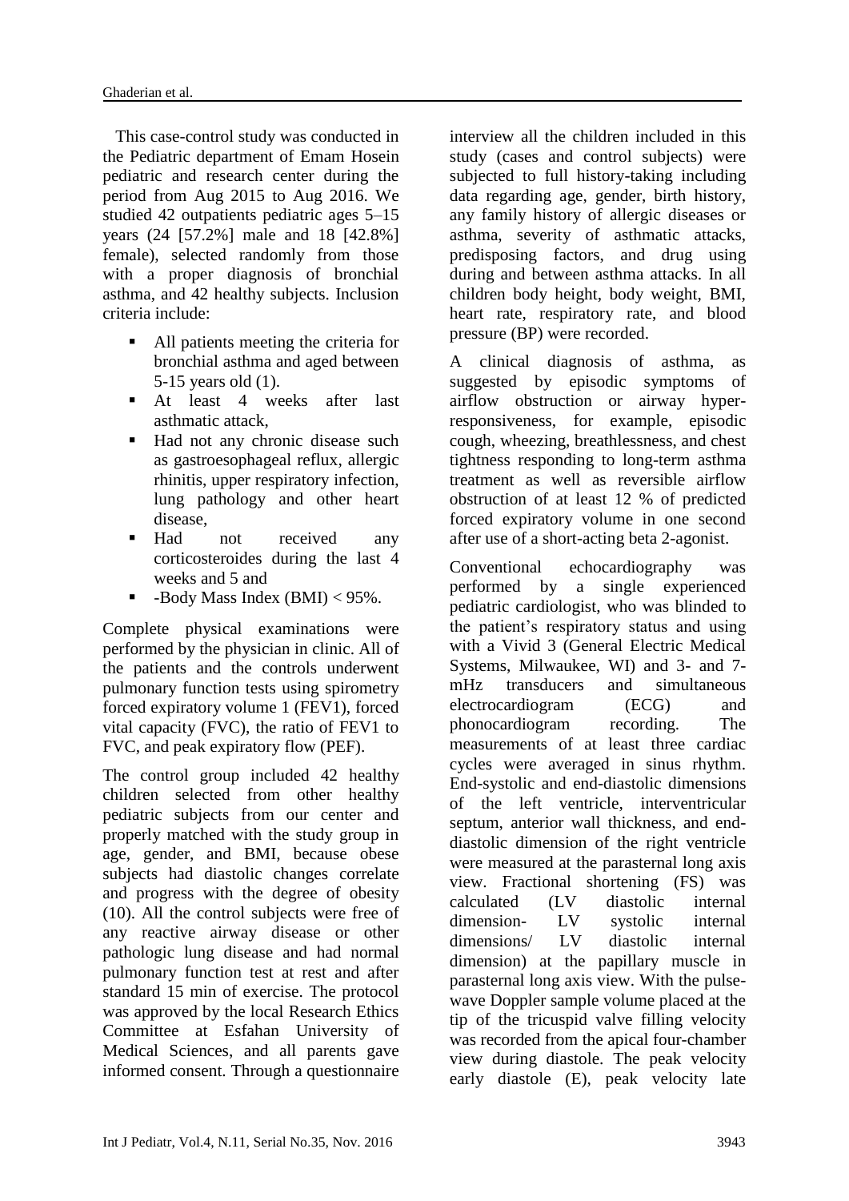This case-control study was conducted in the Pediatric department of Emam Hosein pediatric and research center during the period from Aug 2015 to Aug 2016. We studied 42 outpatients pediatric ages 5–15 years (24 [57.2%] male and 18 [42.8%] female), selected randomly from those with a proper diagnosis of bronchial asthma, and 42 healthy subjects. Inclusion criteria include:

- All patients meeting the criteria for bronchial asthma and aged between 5-15 years old (1).
- At least 4 weeks after last asthmatic attack,
- Had not any chronic disease such as gastroesophageal reflux, allergic rhinitis, upper respiratory infection, lung pathology and other heart disease,
- Had not received any corticosteroides during the last 4 weeks and 5 and
- -Body Mass Index (BMI) < 95%.

Complete physical examinations were performed by the physician in clinic. All of the patients and the controls underwent pulmonary function tests using spirometry forced expiratory volume 1 (FEV1), forced vital capacity (FVC), the ratio of FEV1 to FVC, and peak expiratory flow (PEF).

The control group included 42 healthy children selected from other healthy pediatric subjects from our center and properly matched with the study group in age, gender, and BMI, because obese subjects had diastolic changes correlate and progress with the degree of obesity (10). All the control subjects were free of any reactive airway disease or other pathologic lung disease and had normal pulmonary function test at rest and after standard 15 min of exercise. The protocol was approved by the local Research Ethics Committee at Esfahan University of Medical Sciences, and all parents gave informed consent. Through a questionnaire interview all the children included in this study (cases and control subjects) were subjected to full history-taking including data regarding age, gender, birth history, any family history of allergic diseases or asthma, severity of asthmatic attacks, predisposing factors, and drug using during and between asthma attacks. In all children body height, body weight, BMI, heart rate, respiratory rate, and blood pressure (BP) were recorded.

A clinical diagnosis of asthma, as suggested by episodic symptoms of airflow obstruction or airway hyper-responsiveness, for example, episodic cough, wheezing, breathlessness, and chest tightness responding to long-term asthma treatment as well as reversible airflow obstruction of at least 12 % of predicted forced expiratory volume in one second after use of a short-acting beta 2-agonist.

Conventional echocardiography was performed by a single experienced pediatric cardiologist, who was blinded to the patient's respiratory status and using with a Vivid 3 (General Electric Medical Systems, Milwaukee, WI) and 3- and 7-mHz transducers and simultaneous electrocardiogram (ECG) and phonocardiogram recording. The measurements of at least three cardiac cycles were averaged in sinus rhythm. End-systolic and end-diastolic dimensions of the left ventricle, interventricular septum, anterior wall thickness, and end-diastolic dimension of the right ventricle were measured at the parasternal long axis view. Fractional shortening (FS) was calculated (LV diastolic internal dimension- LV systolic internal dimensions/ LV diastolic internal dimension) at the papillary muscle in parasternal long axis view. With the pulse-wave Doppler sample volume placed at the tip of the tricuspid valve filling velocity was recorded from the apical four-chamber view during diastole. The peak velocity early diastole (E), peak velocity late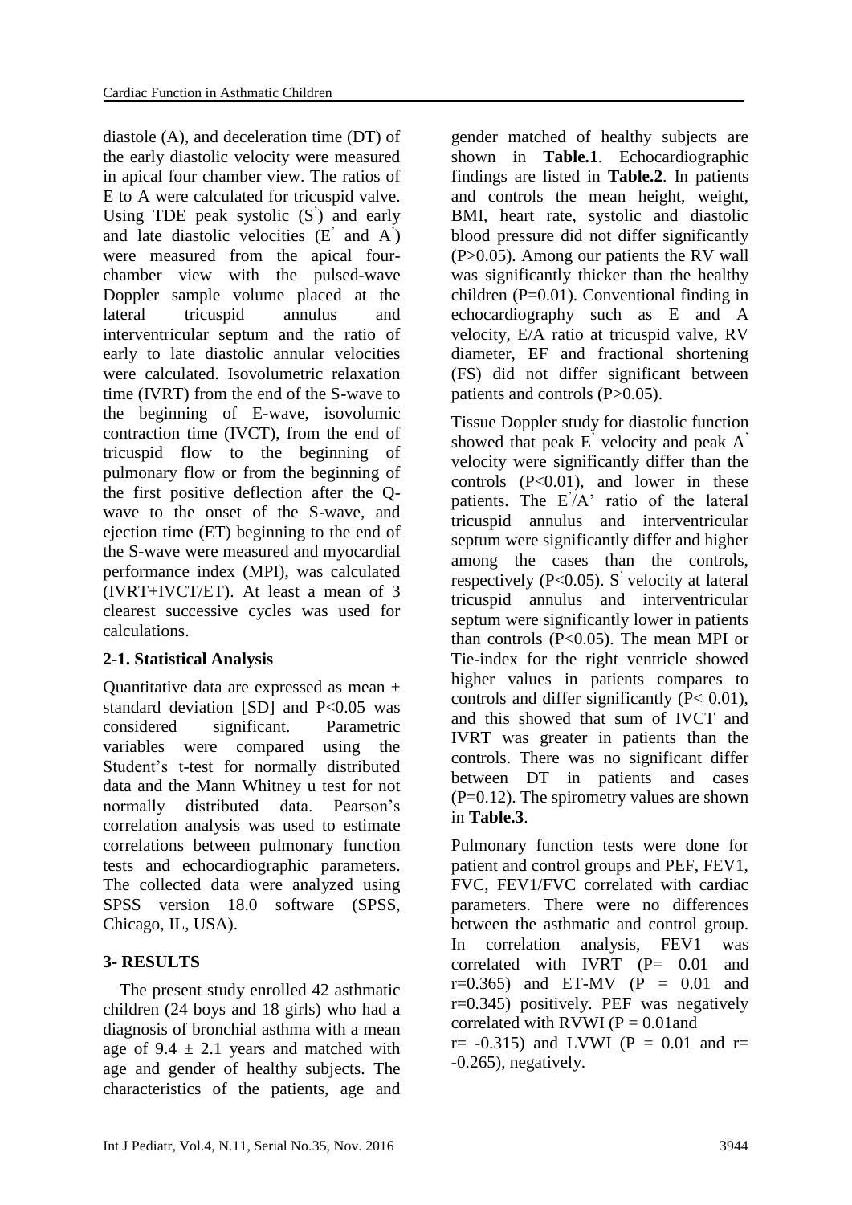diastole (A), and deceleration time (DT) of the early diastolic velocity were measured in apical four chamber view. The ratios of E to A were calculated for tricuspid valve. Using TDE peak systolic ($S^{'}$) and early and late diastolic velocities ($E^{'}$ and $A^{'}$) were measured from the apical four-chamber view with the pulsed-wave Doppler sample volume placed at the lateral tricuspid annulus and interventricular septum and the ratio of early to late diastolic annular velocities were calculated. Isovolumetric relaxation time (IVRT) from the end of the S-wave to the beginning of E-wave, isovolumic contraction time (IVCT), from the end of tricuspid flow to the beginning of pulmonary flow or from the beginning of the first positive deflection after the Q-wave to the onset of the S-wave, and ejection time (ET) beginning to the end of the S-wave were measured and myocardial performance index (MPI), was calculated (IVRT+IVCT/ET). At least a mean of 3 clearest successive cycles was used for calculations.

### 2-1. Statistical Analysis

Quantitative data are expressed as mean ± standard deviation [SD] and P<0.05 was considered significant. Parametric variables were compared using the Student's t-test for normally distributed data and the Mann Whitney u test for not normally distributed data. Pearson's correlation analysis was used to estimate correlations between pulmonary function tests and echocardiographic parameters. The collected data were analyzed using SPSS version 18.0 software (SPSS, Chicago, IL, USA).

## 3- RESULTS

The present study enrolled 42 asthmatic children (24 boys and 18 girls) who had a diagnosis of bronchial asthma with a mean age of 9.4 ± 2.1 years and matched with age and gender of healthy subjects. The characteristics of the patients, age and gender matched of healthy subjects are shown in **Table.1**. Echocardiographic findings are listed in **Table.2**. In patients and controls the mean height, weight, BMI, heart rate, systolic and diastolic blood pressure did not differ significantly (P>0.05). Among our patients the RV wall was significantly thicker than the healthy children (P=0.01). Conventional finding in echocardiography such as E and A velocity, E/A ratio at tricuspid valve, RV diameter, EF and fractional shortening (FS) did not differ significant between patients and controls (P>0.05).

Tissue Doppler study for diastolic function showed that peak $E^{'}$ velocity and peak $A^{'}$ velocity were significantly differ than the controls (P<0.01), and lower in these patients. The $E^{'}$/A' ratio of the lateral tricuspid annulus and interventricular septum were significantly differ and higher among the cases than the controls, respectively (P<0.05). $S^{'}$ velocity at lateral tricuspid annulus and interventricular septum were significantly lower in patients than controls (P<0.05). The mean MPI or Tie-index for the right ventricle showed higher values in patients compares to controls and differ significantly (P< 0.01), and this showed that sum of IVCT and IVRT was greater in patients than the controls. There was no significant differ between DT in patients and cases (P=0.12). The spirometry values are shown in **Table.3**.

Pulmonary function tests were done for patient and control groups and PEF, FEV1, FVC, FEV1/FVC correlated with cardiac parameters. There were no differences between the asthmatic and control group. In correlation analysis, FEV1 was correlated with IVRT (P= 0.01 and r=0.365) and ET-MV (P = 0.01 and r=0.345) positively. PEF was negatively correlated with RVWI (P = 0.01and r= -0.315) and LVWI (P = 0.01 and r= -0.265), negatively.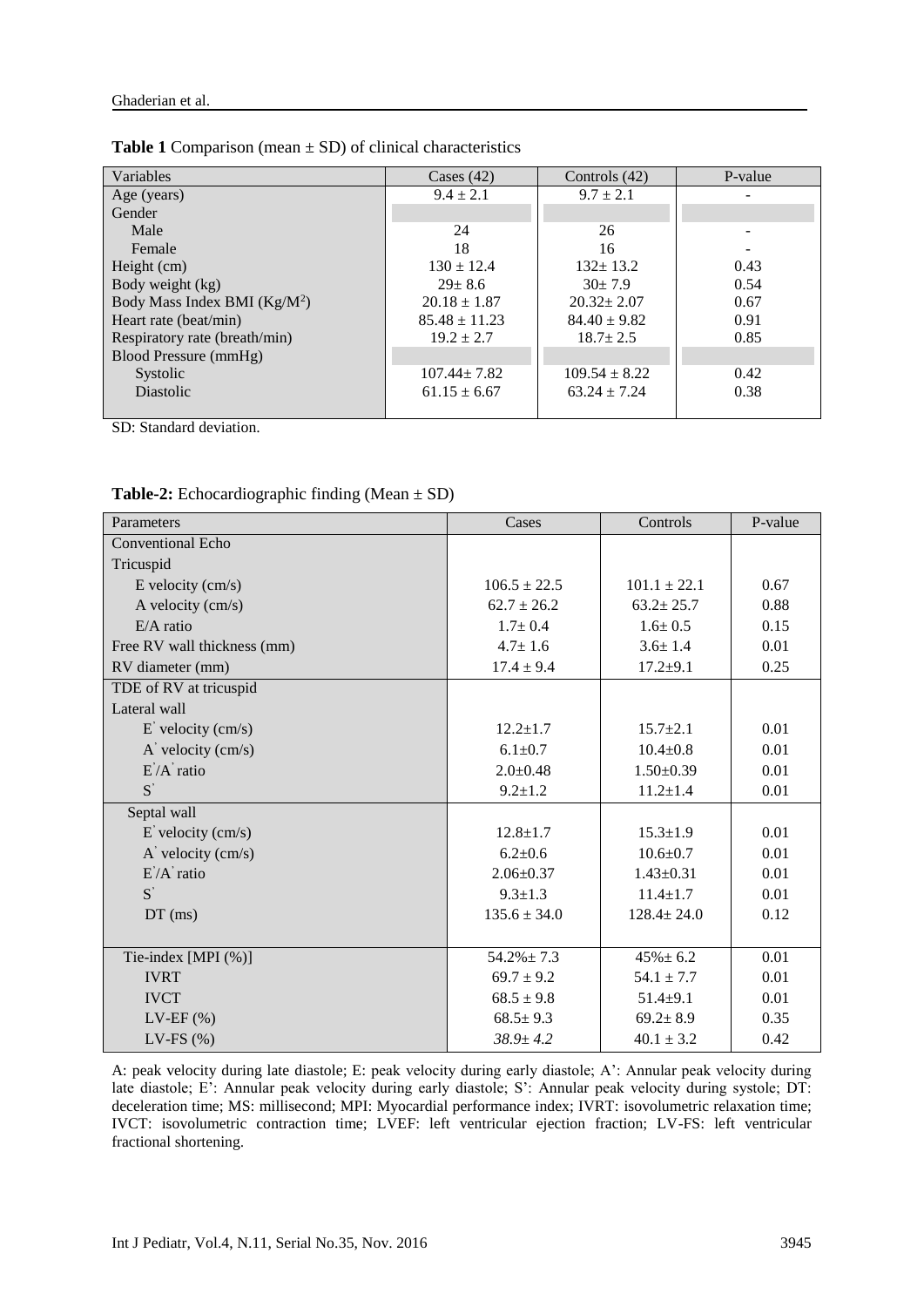**Table 1** Comparison (mean ± SD) of clinical characteristics

| Variables | Cases (42) | Controls (42) | P-value |
|---|---|---|---|
| Age (years) | 9.4 ± 2.1 | 9.7 ± 2.1 | - |
| Gender | | | |
| Male | 24 | 26 | - |
| Female | 18 | 16 | - |
| Height (cm) | 130 ± 12.4 | 132± 13.2 | 0.43 |
| Body weight (kg) | 29± 8.6 | 30± 7.9 | 0.54 |
| Body Mass Index BMI ($Kg/M^2$) | 20.18 ± 1.87 | 20.32± 2.07 | 0.67 |
| Heart rate (beat/min) | 85.48 ± 11.23 | 84.40 ± 9.82 | 0.91 |
| Respiratory rate (breath/min) | 19.2 ± 2.7 | 18.7± 2.5 | 0.85 |
| Blood Pressure (mmHg) | | | |
| Systolic | 107.44± 7.82 | 109.54 ± 8.22 | 0.42 |
| Diastolic | 61.15 ± 6.67 | 63.24 ± 7.24 | 0.38 |

SD: Standard deviation.

**Table-2:** Echocardiographic finding (Mean ± SD)

| Parameters | Cases | Controls | P-value |
|---|---|---|---|
| Conventional Echo | | | |
| Tricuspid | | | |
| E velocity (cm/s) | 106.5 ± 22.5 | 101.1 ± 22.1 | 0.67 |
| A velocity (cm/s) | 62.7 ± 26.2 | 63.2± 25.7 | 0.88 |
| E/A ratio | 1.7± 0.4 | 1.6± 0.5 | 0.15 |
| Free RV wall thickness (mm) | 4.7± 1.6 | 3.6± 1.4 | 0.01 |
| RV diameter (mm) | 17.4 ± 9.4 | 17.2±9.1 | 0.25 |
| TDE of RV at tricuspid | | | |
| Lateral wall | | | |
| E' velocity (cm/s) | 12.2±1.7 | 15.7±2.1 | 0.01 |
| A' velocity (cm/s) | 6.1±0.7 | 10.4±0.8 | 0.01 |
| E'/A' ratio | 2.0±0.48 | 1.50±0.39 | 0.01 |
| S' | 9.2±1.2 | 11.2±1.4 | 0.01 |
| Septal wall | | | |
| E' velocity (cm/s) | 12.8±1.7 | 15.3±1.9 | 0.01 |
| A' velocity (cm/s) | 6.2±0.6 | 10.6±0.7 | 0.01 |
| E'/A' ratio | 2.06±0.37 | 1.43±0.31 | 0.01 |
| S' | 9.3±1.3 | 11.4±1.7 | 0.01 |
| DT (ms) | 135.6 ± 34.0 | 128.4± 24.0 | 0.12 |
| Tie-index [MPI (%)] | 54.2%± 7.3 | 45%± 6.2 | 0.01 |
| IVRT | 69.7 ± 9.2 | 54.1 ± 7.7 | 0.01 |
| IVCT | 68.5 ± 9.8 | 51.4±9.1 | 0.01 |
| LV-EF (%) | 68.5± 9.3 | 69.2± 8.9 | 0.35 |
| LV-FS (%) | *38.9± 4.2* | 40.1 ± 3.2 | 0.42 |

A: peak velocity during late diastole; E: peak velocity during early diastole; A': Annular peak velocity during late diastole; E': Annular peak velocity during early diastole; S': Annular peak velocity during systole; DT: deceleration time; MS: millisecond; MPI: Myocardial performance index; IVRT: isovolumetric relaxation time; IVCT: isovolumetric contraction time; LVEF: left ventricular ejection fraction; LV-FS: left ventricular fractional shortening.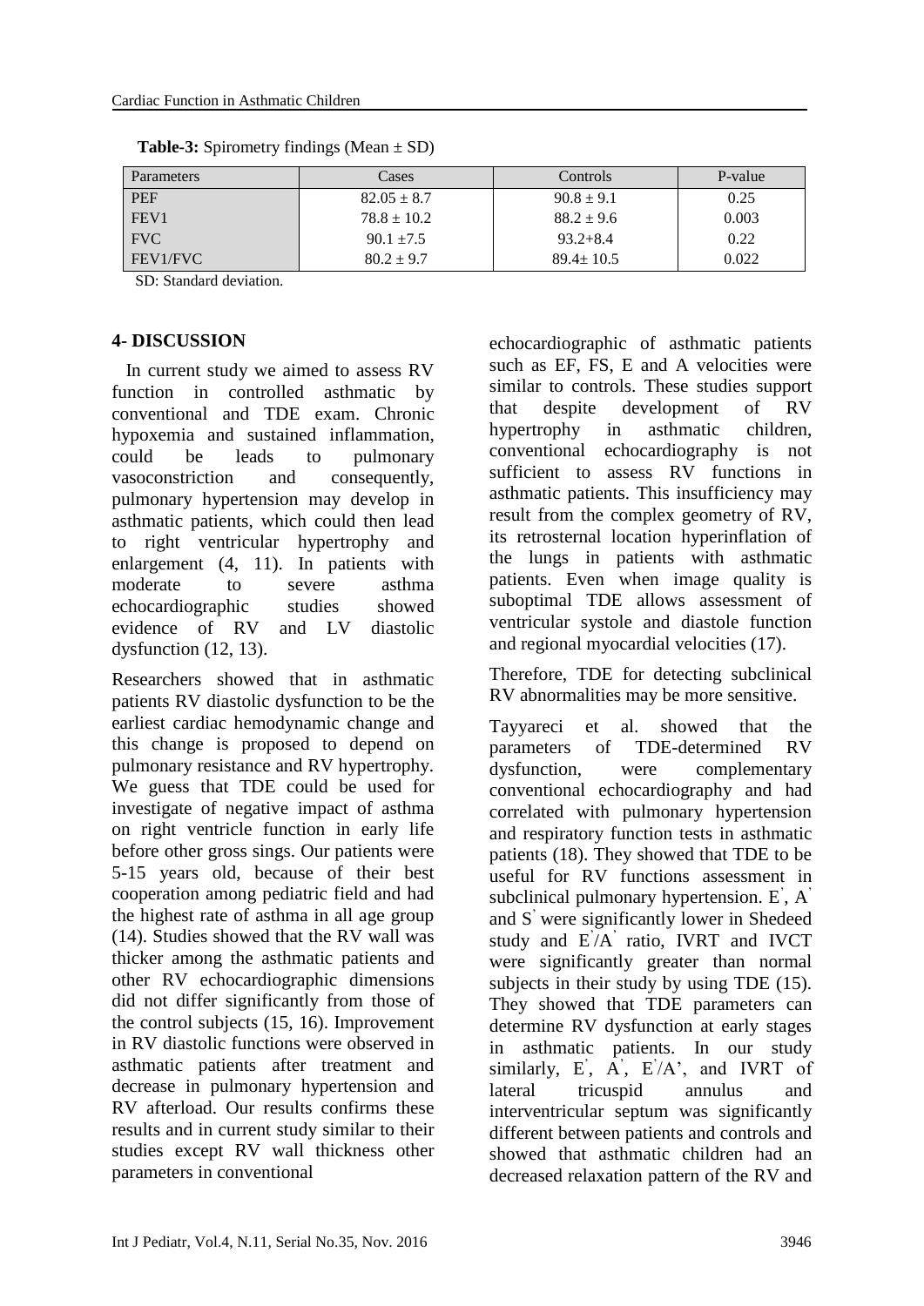**Table-3:** Spirometry findings (Mean ± SD)

| Parameters | Cases | Controls | P-value |
|---|---|---|---|
| PEF | 82.05 ± 8.7 | 90.8 ± 9.1 | 0.25 |
| FEV1 | 78.8 ± 10.2 | 88.2 ± 9.6 | 0.003 |
| FVC | 90.1 ±7.5 | 93.2+8.4 | 0.22 |
| FEV1/FVC | 80.2 ± 9.7 | 89.4± 10.5 | 0.022 |

SD: Standard deviation.

## 4- DISCUSSION

In current study we aimed to assess RV function in controlled asthmatic by conventional and TDE exam. Chronic hypoxemia and sustained inflammation, could be leads to pulmonary vasoconstriction and consequently, pulmonary hypertension may develop in asthmatic patients, which could then lead to right ventricular hypertrophy and enlargement (4, 11). In patients with moderate to severe asthma echocardiographic studies showed evidence of RV and LV diastolic dysfunction (12, 13).

Researchers showed that in asthmatic patients RV diastolic dysfunction to be the earliest cardiac hemodynamic change and this change is proposed to depend on pulmonary resistance and RV hypertrophy. We guess that TDE could be used for investigate of negative impact of asthma on right ventricle function in early life before other gross sings. Our patients were 5-15 years old, because of their best cooperation among pediatric field and had the highest rate of asthma in all age group (14). Studies showed that the RV wall was thicker among the asthmatic patients and other RV echocardiographic dimensions did not differ significantly from those of the control subjects (15, 16). Improvement in RV diastolic functions were observed in asthmatic patients after treatment and decrease in pulmonary hypertension and RV afterload. Our results confirms these results and in current study similar to their studies except RV wall thickness other parameters in conventional echocardiographic of asthmatic patients such as EF, FS, E and A velocities were similar to controls. These studies support that despite development of RV hypertrophy in asthmatic children, conventional echocardiography is not sufficient to assess RV functions in asthmatic patients. This insufficiency may result from the complex geometry of RV, its retrosternal location hyperinflation of the lungs in patients with asthmatic patients. Even when image quality is suboptimal TDE allows assessment of ventricular systole and diastole function and regional myocardial velocities (17).

Therefore, TDE for detecting subclinical RV abnormalities may be more sensitive.

Tayyareci et al. showed that the parameters of TDE-determined RV dysfunction, were complementary conventional echocardiography and had correlated with pulmonary hypertension and respiratory function tests in asthmatic patients (18). They showed that TDE to be useful for RV functions assessment in subclinical pulmonary hypertension. E', A' and S' were significantly lower in Shedeed study and E'/A' ratio, IVRT and IVCT were significantly greater than normal subjects in their study by using TDE (15). They showed that TDE parameters can determine RV dysfunction at early stages in asthmatic patients. In our study similarly, E', A', E'/A', and IVRT of lateral tricuspid annulus and interventricular septum was significantly different between patients and controls and showed that asthmatic children had an decreased relaxation pattern of the RV and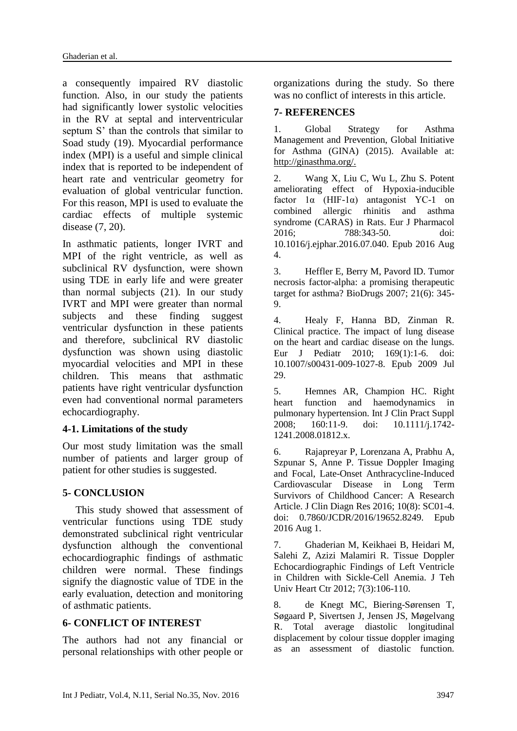a consequently impaired RV diastolic function. Also, in our study the patients had significantly lower systolic velocities in the RV at septal and interventricular septum S' than the controls that similar to Soad study (19). Myocardial performance index (MPI) is a useful and simple clinical index that is reported to be independent of heart rate and ventricular geometry for evaluation of global ventricular function. For this reason, MPI is used to evaluate the cardiac effects of multiple systemic disease (7, 20).

In asthmatic patients, longer IVRT and MPI of the right ventricle, as well as subclinical RV dysfunction, were shown using TDE in early life and were greater than normal subjects (21). In our study IVRT and MPI were greater than normal subjects and these finding suggest ventricular dysfunction in these patients and therefore, subclinical RV diastolic dysfunction was shown using diastolic myocardial velocities and MPI in these children. This means that asthmatic patients have right ventricular dysfunction even had conventional normal parameters echocardiography.

### 4-1. Limitations of the study

Our most study limitation was the small number of patients and larger group of patient for other studies is suggested.

## 5- CONCLUSION

This study showed that assessment of ventricular functions using TDE study demonstrated subclinical right ventricular dysfunction although the conventional echocardiographic findings of asthmatic children were normal. These findings signify the diagnostic value of TDE in the early evaluation, detection and monitoring of asthmatic patients.

## 6- CONFLICT OF INTEREST

The authors had not any financial or personal relationships with other people or organizations during the study. So there was no conflict of interests in this article.

## 7- REFERENCES

1. Global Strategy for Asthma Management and Prevention, Global Initiative for Asthma (GINA) (2015). Available at: http://ginasthma.org/.

2. Wang X, Liu C, Wu L, Zhu S. Potent ameliorating effect of Hypoxia-inducible factor 1α (HIF-1α) antagonist YC-1 on combined allergic rhinitis and asthma syndrome (CARAS) in Rats. Eur J Pharmacol 2016; 788:343-50. doi: 10.1016/j.ejphar.2016.07.040. Epub 2016 Aug 4.

3. Heffler E, Berry M, Pavord ID. Tumor necrosis factor-alpha: a promising therapeutic target for asthma? BioDrugs 2007; 21(6): 345-9.

4. Healy F, Hanna BD, Zinman R. Clinical practice. The impact of lung disease on the heart and cardiac disease on the lungs. Eur J Pediatr 2010; 169(1):1-6. doi: 10.1007/s00431-009-1027-8. Epub 2009 Jul 29.

5. Hemnes AR, Champion HC. Right heart function and haemodynamics in pulmonary hypertension. Int J Clin Pract Suppl 2008; 160:11-9. doi: 10.1111/j.1742-1241.2008.01812.x.

6. Rajapreyar P, Lorenzana A, Prabhu A, Szpunar S, Anne P. Tissue Doppler Imaging and Focal, Late-Onset Anthracycline-Induced Cardiovascular Disease in Long Term Survivors of Childhood Cancer: A Research Article. J Clin Diagn Res 2016; 10(8): SC01-4. doi: 0.7860/JCDR/2016/19652.8249. Epub 2016 Aug 1.

7. Ghaderian M, Keikhaei B, Heidari M, Salehi Z, Azizi Malamiri R. Tissue Doppler Echocardiographic Findings of Left Ventricle in Children with Sickle-Cell Anemia. J Teh Univ Heart Ctr 2012; 7(3):106-110.

8. de Knegt MC, Biering-Sørensen T, Søgaard P, Sivertsen J, Jensen JS, Møgelvang R. Total average diastolic longitudinal displacement by colour tissue doppler imaging as an assessment of diastolic function.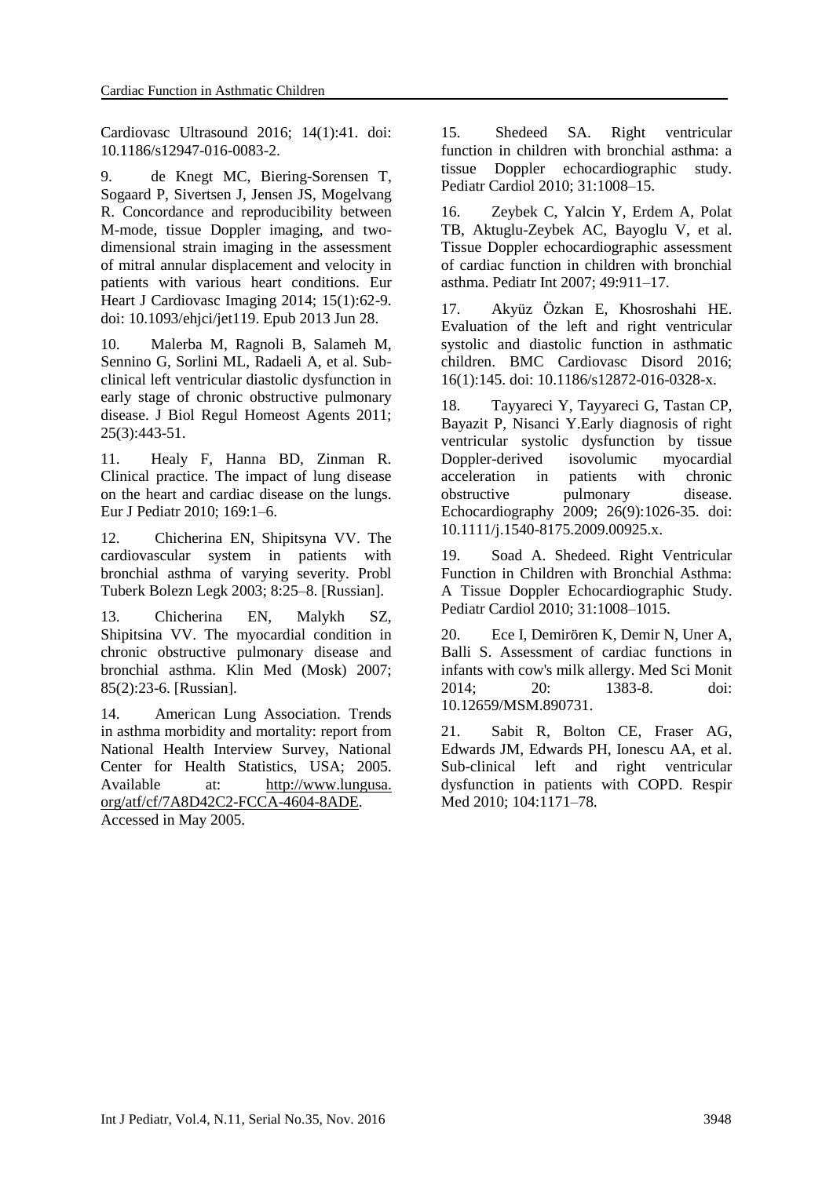Cardiovasc Ultrasound 2016; 14(1):41. doi: 10.1186/s12947-016-0083-2.

9. de Knegt MC, Biering-Sorensen T, Sogaard P, Sivertsen J, Jensen JS, Mogelvang R. Concordance and reproducibility between M-mode, tissue Doppler imaging, and two-dimensional strain imaging in the assessment of mitral annular displacement and velocity in patients with various heart conditions. Eur Heart J Cardiovasc Imaging 2014; 15(1):62-9. doi: 10.1093/ehjci/jet119. Epub 2013 Jun 28.

10. Malerba M, Ragnoli B, Salameh M, Sennino G, Sorlini ML, Radaeli A, et al. Sub-clinical left ventricular diastolic dysfunction in early stage of chronic obstructive pulmonary disease. J Biol Regul Homeost Agents 2011; 25(3):443-51.

11. Healy F, Hanna BD, Zinman R. Clinical practice. The impact of lung disease on the heart and cardiac disease on the lungs. Eur J Pediatr 2010; 169:1–6.

12. Chicherina EN, Shipitsyna VV. The cardiovascular system in patients with bronchial asthma of varying severity. Probl Tuberk Bolezn Legk 2003; 8:25–8. [Russian].

13. Chicherina EN, Malykh SZ, Shipitsina VV. The myocardial condition in chronic obstructive pulmonary disease and bronchial asthma. Klin Med (Mosk) 2007; 85(2):23-6. [Russian].

14. American Lung Association. Trends in asthma morbidity and mortality: report from National Health Interview Survey, National Center for Health Statistics, USA; 2005. Available at: http://www.lungusa.org/atf/cf/7A8D42C2-FCCA-4604-8ADE. Accessed in May 2005.

15. Shedeed SA. Right ventricular function in children with bronchial asthma: a tissue Doppler echocardiographic study. Pediatr Cardiol 2010; 31:1008–15.

16. Zeybek C, Yalcin Y, Erdem A, Polat TB, Aktuglu-Zeybek AC, Bayoglu V, et al. Tissue Doppler echocardiographic assessment of cardiac function in children with bronchial asthma. Pediatr Int 2007; 49:911–17.

17. Akyüz Özkan E, Khosroshahi HE. Evaluation of the left and right ventricular systolic and diastolic function in asthmatic children. BMC Cardiovasc Disord 2016; 16(1):145. doi: 10.1186/s12872-016-0328-x.

18. Tayyareci Y, Tayyareci G, Tastan CP, Bayazit P, Nisanci Y.Early diagnosis of right ventricular systolic dysfunction by tissue Doppler-derived isovolumic myocardial acceleration in patients with chronic obstructive pulmonary disease. Echocardiography 2009; 26(9):1026-35. doi: 10.1111/j.1540-8175.2009.00925.x.

19. Soad A. Shedeed. Right Ventricular Function in Children with Bronchial Asthma: A Tissue Doppler Echocardiographic Study. Pediatr Cardiol 2010; 31:1008–1015.

20. Ece I, Demirören K, Demir N, Uner A, Balli S. Assessment of cardiac functions in infants with cow's milk allergy. Med Sci Monit 2014; 20: 1383-8. doi: 10.12659/MSM.890731.

21. Sabit R, Bolton CE, Fraser AG, Edwards JM, Edwards PH, Ionescu AA, et al. Sub-clinical left and right ventricular dysfunction in patients with COPD. Respir Med 2010; 104:1171–78.